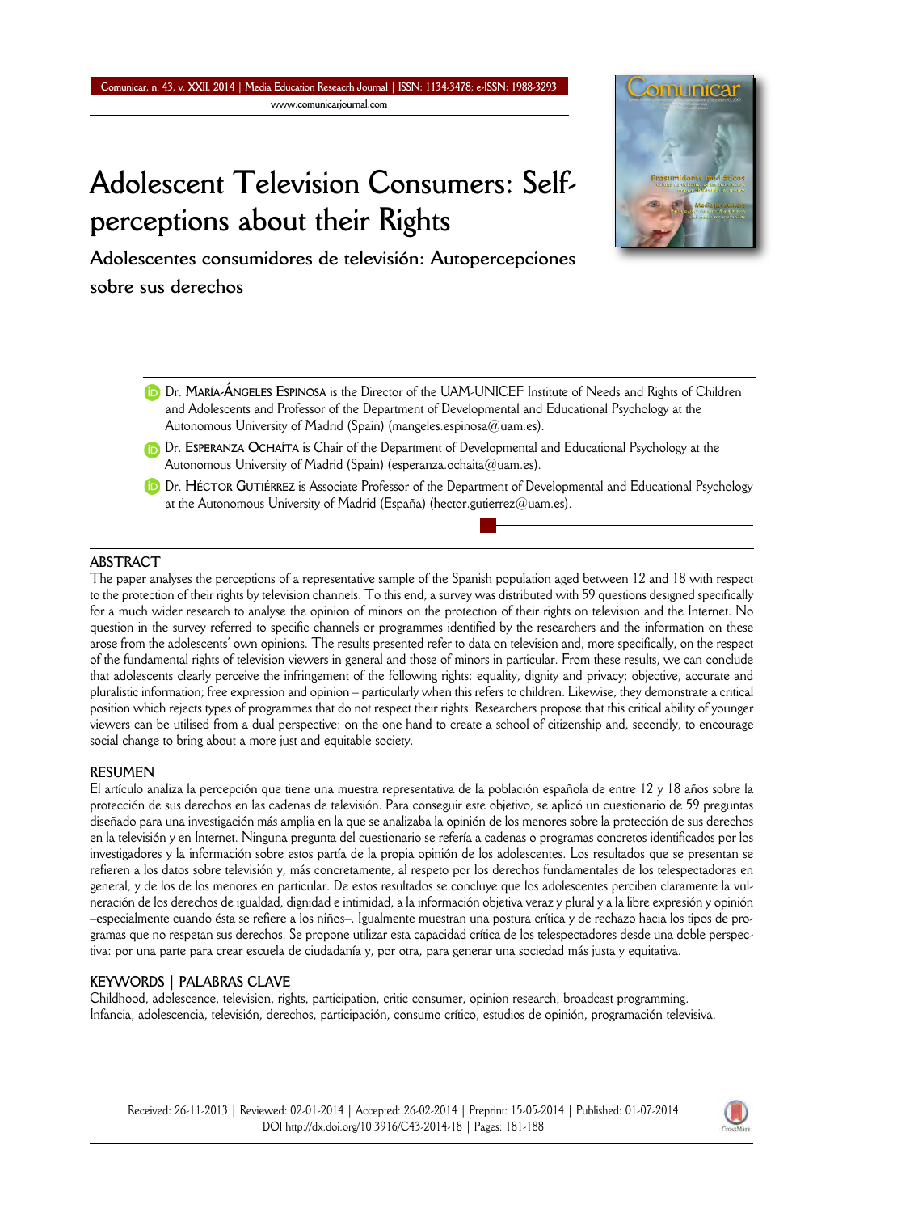# Adolescent Television Consumers: Self-perceptions about their Rights

## Adolescentes consumidores de televisión: Autopercepciones sobre sus derechos

Dr. María-Ángeles Espinosa is the Director of the UAM-UNICEF Institute of Needs and Rights of Children and Adolescents and Professor of the Department of Developmental and Educational Psychology at the Autonomous University of Madrid (Spain) (mangeles.espinosa@uam.es).

Dr. Esperanza Ochaíta is Chair of the Department of Developmental and Educational Psychology at the Autonomous University of Madrid (Spain) (esperanza.ochaita@uam.es).

Dr. Héctor Gutiérrez is Associate Professor of the Department of Developmental and Educational Psychology at the Autonomous University of Madrid (España) (hector.gutierrez@uam.es).

### ABSTRACT

The paper analyses the perceptions of a representative sample of the Spanish population aged between 12 and 18 with respect to the protection of their rights by television channels. To this end, a survey was distributed with 59 questions designed specifically for a much wider research to analyse the opinion of minors on the protection of their rights on television and the Internet. No question in the survey referred to specific channels or programmes identified by the researchers and the information on these arose from the adolescents' own opinions. The results presented refer to data on television and, more specifically, on the respect of the fundamental rights of television viewers in general and those of minors in particular. From these results, we can conclude that adolescents clearly perceive the infringement of the following rights: equality, dignity and privacy; objective, accurate and pluralistic information; free expression and opinion – particularly when this refers to children. Likewise, they demonstrate a critical position which rejects types of programmes that do not respect their rights. Researchers propose that this critical ability of younger viewers can be utilised from a dual perspective: on the one hand to create a school of citizenship and, secondly, to encourage social change to bring about a more just and equitable society.

### RESUMEN

El artículo analiza la percepción que tiene una muestra representativa de la población española de entre 12 y 18 años sobre la protección de sus derechos en las cadenas de televisión. Para conseguir este objetivo, se aplicó un cuestionario de 59 preguntas diseñado para una investigación más amplia en la que se analizaba la opinión de los menores sobre la protección de sus derechos en la televisión y en Internet. Ninguna pregunta del cuestionario se refería a cadenas o programas concretos identificados por los investigadores y la información sobre estos partía de la propia opinión de los adolescentes. Los resultados que se presentan se refieren a los datos sobre televisión y, más concretamente, al respeto por los derechos fundamentales de los telespectadores en general, y de los de los menores en particular. De estos resultados se concluye que los adolescentes perciben claramente la vulneración de los derechos de igualdad, dignidad e intimidad, a la información objetiva veraz y plural y a la libre expresión y opinión –especialmente cuando ésta se refiere a los niños–. Igualmente muestran una postura crítica y de rechazo hacia los tipos de programas que no respetan sus derechos. Se propone utilizar esta capacidad crítica de los telespectadores desde una doble perspectiva: por una parte para crear escuela de ciudadanía y, por otra, para generar una sociedad más justa y equitativa.

### KEYWORDS | PALABRAS CLAVE

Childhood, adolescence, television, rights, participation, critic consumer, opinion research, broadcast programming.
Infancia, adolescencia, televisión, derechos, participación, consumo crítico, estudios de opinión, programación televisiva.

Received: 26-11-2013 | Reviewed: 02-01-2014 | Accepted: 26-02-2014 | Preprint: 15-05-2014 | Published: 01-07-2014
DOI http://dx.doi.org/10.3916/C43-2014-18 | Pages: 181-188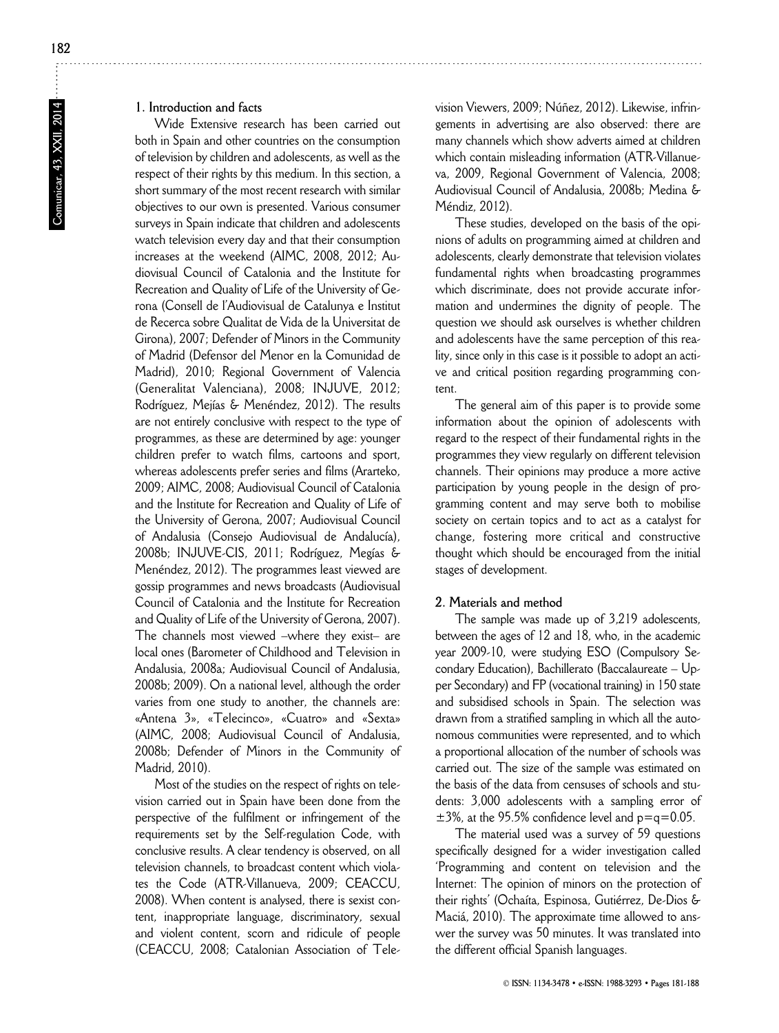## 1. Introduction and facts

Wide Extensive research has been carried out both in Spain and other countries on the consumption of television by children and adolescents, as well as the respect of their rights by this medium. In this section, a short summary of the most recent research with similar objectives to our own is presented. Various consumer surveys in Spain indicate that children and adolescents watch television every day and that their consumption increases at the weekend (AIMC, 2008, 2012; Audiovisual Council of Catalonia and the Institute for Recreation and Quality of Life of the University of Gerona (Consell de l'Audiovisual de Catalunya e Institut de Recerca sobre Qualitat de Vida de la Universitat de Girona), 2007; Defender of Minors in the Community of Madrid (Defensor del Menor en la Comunidad de Madrid), 2010; Regional Government of Valencia (Generalitat Valenciana), 2008; INJUVE, 2012; Rodríguez, Mejías & Menéndez, 2012). The results are not entirely conclusive with respect to the type of programmes, as these are determined by age: younger children prefer to watch films, cartoons and sport, whereas adolescents prefer series and films (Ararteko, 2009; AIMC, 2008; Audiovisual Council of Catalonia and the Institute for Recreation and Quality of Life of the University of Gerona, 2007; Audiovisual Council of Andalusia (Consejo Audiovisual de Andalucía), 2008b; INJUVE-CIS, 2011; Rodríguez, Megías & Menéndez, 2012). The programmes least viewed are gossip programmes and news broadcasts (Audiovisual Council of Catalonia and the Institute for Recreation and Quality of Life of the University of Gerona, 2007). The channels most viewed –where they exist– are local ones (Barometer of Childhood and Television in Andalusia, 2008a; Audiovisual Council of Andalusia, 2008b; 2009). On a national level, although the order varies from one study to another, the channels are: «Antena 3», «Telecinco», «Cuatro» and «Sexta» (AIMC, 2008; Audiovisual Council of Andalusia, 2008b; Defender of Minors in the Community of Madrid, 2010).

Most of the studies on the respect of rights on television carried out in Spain have been done from the perspective of the fulfilment or infringement of the requirements set by the Self-regulation Code, with conclusive results. A clear tendency is observed, on all television channels, to broadcast content which violates the Code (ATR-Villanueva, 2009; CEACCU, 2008). When content is analysed, there is sexist content, inappropriate language, discriminatory, sexual and violent content, scorn and ridicule of people (CEACCU, 2008; Catalonian Association of Television Viewers, 2009; Núñez, 2012). Likewise, infringements in advertising are also observed: there are many channels which show adverts aimed at children which contain misleading information (ATR-Villanueva, 2009, Regional Government of Valencia, 2008; Audiovisual Council of Andalusia, 2008b; Medina & Méndiz, 2012).

These studies, developed on the basis of the opinions of adults on programming aimed at children and adolescents, clearly demonstrate that television violates fundamental rights when broadcasting programmes which discriminate, does not provide accurate information and undermines the dignity of people. The question we should ask ourselves is whether children and adolescents have the same perception of this reality, since only in this case is it possible to adopt an active and critical position regarding programming content.

The general aim of this paper is to provide some information about the opinion of adolescents with regard to the respect of their fundamental rights in the programmes they view regularly on different television channels. Their opinions may produce a more active participation by young people in the design of programming content and may serve both to mobilise society on certain topics and to act as a catalyst for change, fostering more critical and constructive thought which should be encouraged from the initial stages of development.

## 2. Materials and method

The sample was made up of 3,219 adolescents, between the ages of 12 and 18, who, in the academic year 2009-10, were studying ESO (Compulsory Secondary Education), Bachillerato (Baccalaureate – Upper Secondary) and FP (vocational training) in 150 state and subsidised schools in Spain. The selection was drawn from a stratified sampling in which all the autonomous communities were represented, and to which a proportional allocation of the number of schools was carried out. The size of the sample was estimated on the basis of the data from censuses of schools and students: 3,000 adolescents with a sampling error of $\pm 3\%$, at the 95.5% confidence level and $p=q=0.05$.

The material used was a survey of 59 questions specifically designed for a wider investigation called 'Programming and content on television and the Internet: The opinion of minors on the protection of their rights' (Ochaíta, Espinosa, Gutiérrez, De-Dios & Maciá, 2010). The approximate time allowed to answer the survey was 50 minutes. It was translated into the different official Spanish languages.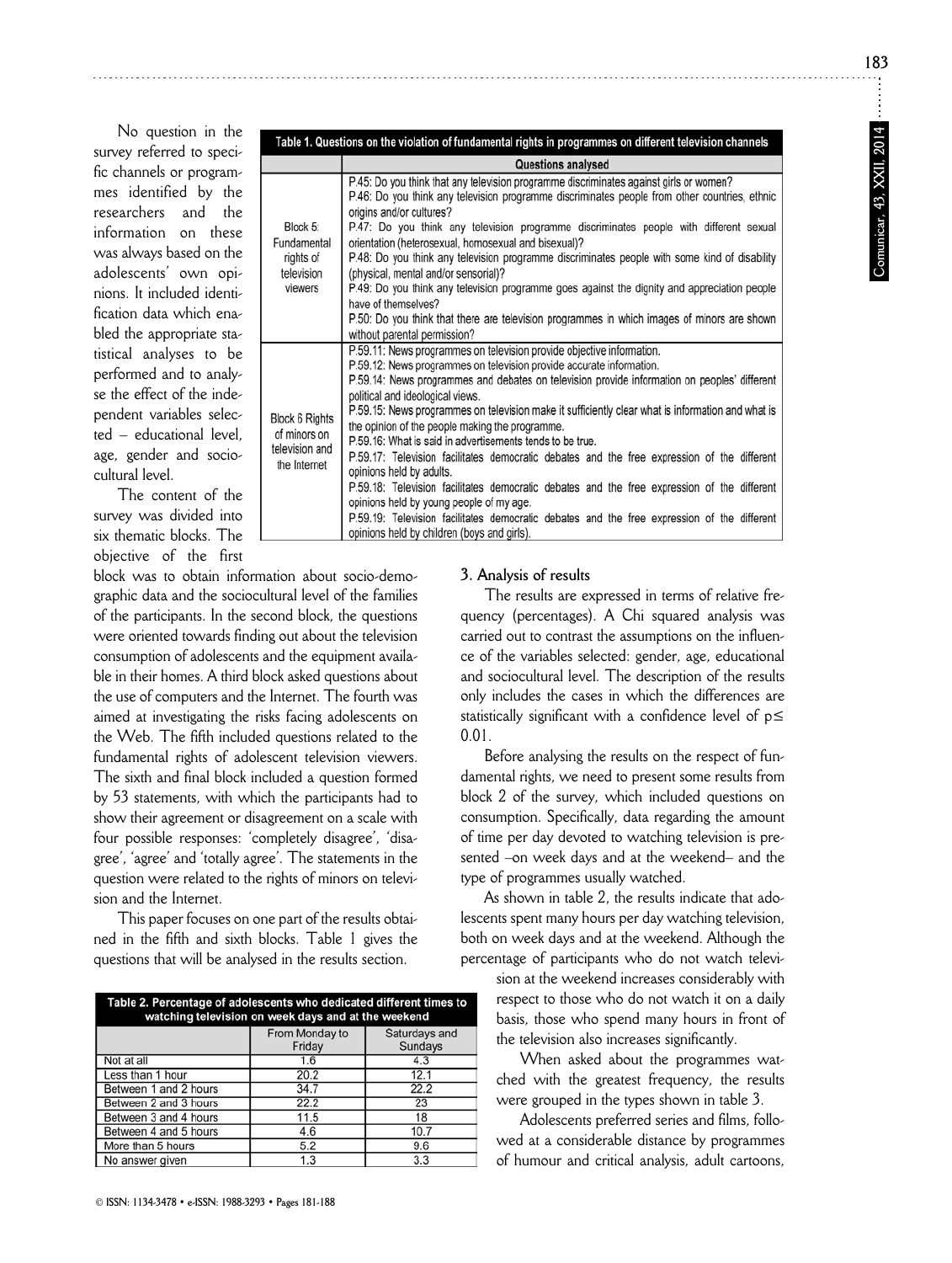No question in the survey referred to specific channels or programmes identified by the researchers and the information on these was always based on the adolescents' own opinions. It included identification data which enabled the appropriate statistical analyses to be performed and to analyse the effect of the independent variables selected – educational level, age, gender and sociocultural level.

The content of the survey was divided into six thematic blocks. The objective of the first block was to obtain information about socio-demographic data and the sociocultural level of the families of the participants. In the second block, the questions were oriented towards finding out about the television consumption of adolescents and the equipment available in their homes. A third block asked questions about the use of computers and the Internet. The fourth was aimed at investigating the risks facing adolescents on the Web. The fifth included questions related to the fundamental rights of adolescent television viewers. The sixth and final block included a question formed by 53 statements, with which the participants had to show their agreement or disagreement on a scale with four possible responses: 'completely disagree', 'disagree', 'agree' and 'totally agree'. The statements in the question were related to the rights of minors on television and the Internet.

This paper focuses on one part of the results obtained in the fifth and sixth blocks. Table 1 gives the questions that will be analysed in the results section.

**Table 1. Questions on the violation of fundamental rights in programmes on different television channels**

| | Questions analysed |
|---|---|
| Block 5: Fundamental rights of television viewers | P.45: Do you think that any television programme discriminates against girls or women?<br>P.46: Do you think any television programme discriminates people from other countries, ethnic origins and/or cultures?<br>P.47: Do you think any television programme discriminates people with different sexual orientation (heterosexual, homosexual and bisexual)?<br>P.48: Do you think any television programme discriminates people with some kind of disability (physical, mental and/or sensorial)?<br>P.49: Do you think any television programme goes against the dignity and appreciation people have of themselves?<br>P.50: Do you think that there are television programmes in which images of minors are shown without parental permission? |
| Block 6 Rights of minors on television and the Internet | P.59.11: News programmes on television provide objective information.<br>P.59.12: News programmes on television provide accurate information.<br>P.59.14: News programmes and debates on television provide information on peoples' different political and ideological views.<br>P.59.15: News programmes on television make it sufficiently clear what is information and what is the opinion of the people making the programme.<br>P.59.16: What is said in advertisements tends to be true.<br>P.59.17: Television facilitates democratic debates and the free expression of the different opinions held by adults.<br>P.59.18: Television facilitates democratic debates and the free expression of the different opinions held by young people of my age.<br>P.59.19: Television facilitates democratic debates and the free expression of the different opinions held by children (boys and girls). |

**Table 2. Percentage of adolescents who dedicated different times to watching television on week days and at the weekend**

| | From Monday to Friday | Saturdays and Sundays |
|---|---|---|
| Not at all | 1.6 | 4.3 |
| Less than 1 hour | 20.2 | 12.1 |
| Between 1 and 2 hours | 34.7 | 22.2 |
| Between 2 and 3 hours | 22.2 | 23 |
| Between 3 and 4 hours | 11.5 | 18 |
| Between 4 and 5 hours | 4.6 | 10.7 |
| More than 5 hours | 5.2 | 9.6 |
| No answer given | 1.3 | 3.3 |

## 3. Analysis of results

The results are expressed in terms of relative frequency (percentages). A Chi squared analysis was carried out to contrast the assumptions on the influence of the variables selected: gender, age, educational and sociocultural level. The description of the results only includes the cases in which the differences are statistically significant with a confidence level of $p \leq 0.01$.

Before analysing the results on the respect of fundamental rights, we need to present some results from block 2 of the survey, which included questions on consumption. Specifically, data regarding the amount of time per day devoted to watching television is presented –on week days and at the weekend– and the type of programmes usually watched.

As shown in table 2, the results indicate that adolescents spent many hours per day watching television, both on week days and at the weekend. Although the percentage of participants who do not watch television at the weekend increases considerably with respect to those who do not watch it on a daily basis, those who spend many hours in front of the television also increases significantly.

When asked about the programmes watched with the greatest frequency, the results were grouped in the types shown in table 3.

Adolescents preferred series and films, followed at a considerable distance by programmes of humour and critical analysis, adult cartoons,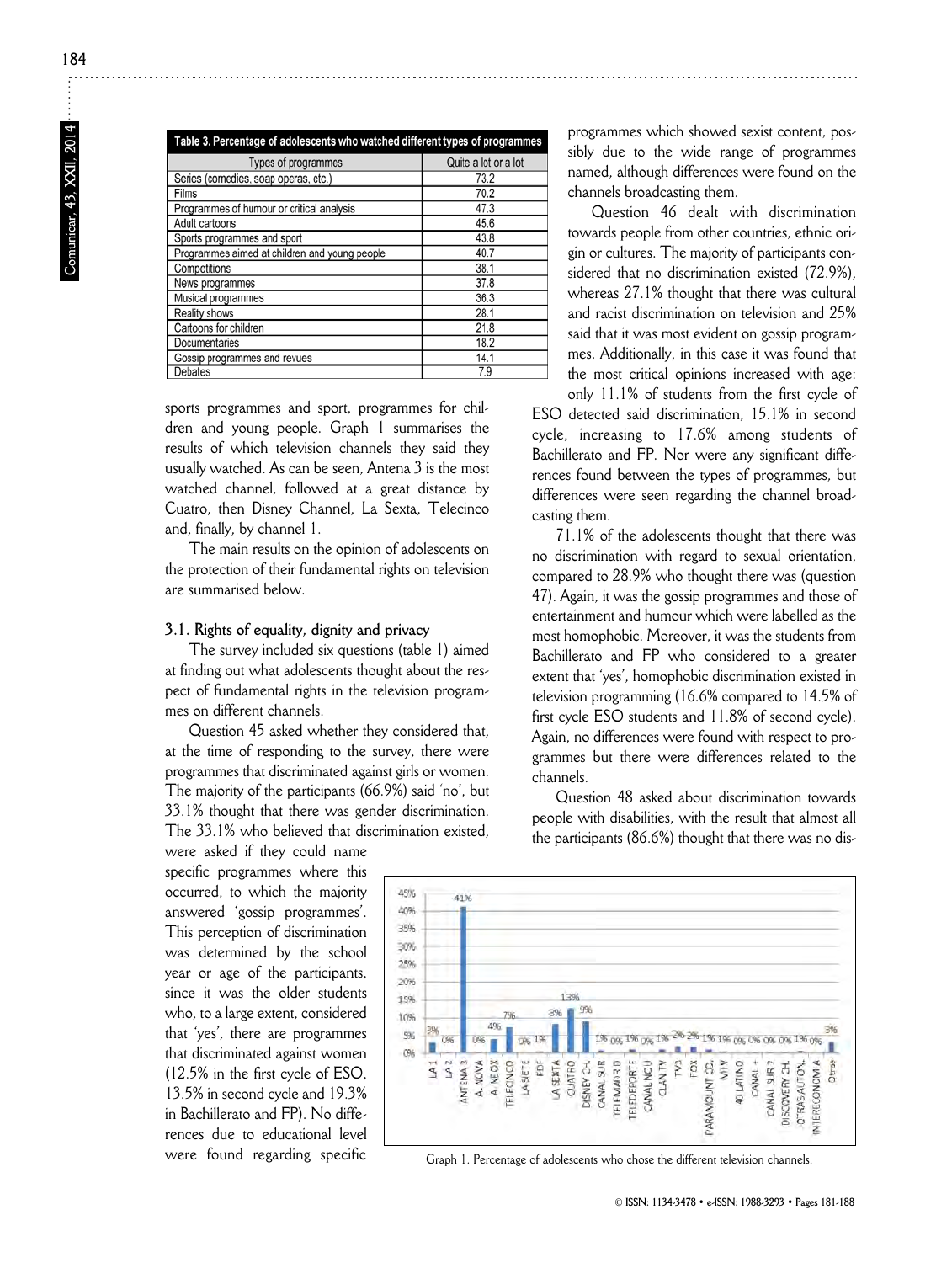| Table 3. Percentage of adolescents who watched different types of programmes | |
|---|---|
| Types of programmes | Quite a lot or a lot |
| Series (comedies, soap operas, etc.) | 73.2 |
| Films | 70.2 |
| Programmes of humour or critical analysis | 47.3 |
| Adult cartoons | 45.6 |
| Sports programmes and sport | 43.8 |
| Programmes aimed at children and young people | 40.7 |
| Competitions | 38.1 |
| News programmes | 37.8 |
| Musical programmes | 36.3 |
| Reality shows | 28.1 |
| Cartoons for children | 21.8 |
| Documentaries | 18.2 |
| Gossip programmes and revues | 14.1 |
| Debates | 7.9 |

sports programmes and sport, programmes for children and young people. Graph 1 summarises the results of which television channels they said they usually watched. As can be seen, Antena 3 is the most watched channel, followed at a great distance by Cuatro, then Disney Channel, La Sexta, Telecinco and, finally, by channel 1.

The main results on the opinion of adolescents on the protection of their fundamental rights on television are summarised below.

### 3.1. Rights of equality, dignity and privacy

The survey included six questions (table 1) aimed at finding out what adolescents thought about the respect of fundamental rights in the television programmes on different channels.

Question 45 asked whether they considered that, at the time of responding to the survey, there were programmes that discriminated against girls or women. The majority of the participants (66.9%) said 'no', but 33.1% thought that there was gender discrimination. The 33.1% who believed that discrimination existed, were asked if they could name specific programmes where this occurred, to which the majority answered 'gossip programmes'. This perception of discrimination was determined by the school year or age of the participants, since it was the older students who, to a large extent, considered that 'yes', there are programmes that discriminated against women (12.5% in the first cycle of ESO, 13.5% in second cycle and 19.3% in Bachillerato and FP). No differences due to educational level were found regarding specific programmes which showed sexist content, possibly due to the wide range of programmes named, although differences were found on the channels broadcasting them.

Question 46 dealt with discrimination towards people from other countries, ethnic origin or cultures. The majority of participants considered that no discrimination existed (72.9%), whereas 27.1% thought that there was cultural and racist discrimination on television and 25% said that it was most evident on gossip programmes. Additionally, in this case it was found that the most critical opinions increased with age: only 11.1% of students from the first cycle of ESO detected said discrimination, 15.1% in second cycle, increasing to 17.6% among students of Bachillerato and FP. Nor were any significant differences found between the types of programmes, but differences were seen regarding the channel broadcasting them.

71.1% of the adolescents thought that there was no discrimination with regard to sexual orientation, compared to 28.9% who thought there was (question 47). Again, it was the gossip programmes and those of entertainment and humour which were labelled as the most homophobic. Moreover, it was the students from Bachillerato and FP who considered to a greater extent that 'yes', homophobic discrimination existed in television programming (16.6% compared to 14.5% of first cycle ESO students and 11.8% of second cycle). Again, no differences were found with respect to programmes but there were differences related to the channels.

Question 48 asked about discrimination towards people with disabilities, with the result that almost all the participants (86.6%) thought that there was no dis-

45%
40%
35%
30%
25%
20%
15%
10%
5%
0%

3% 0% 41% 0% 4% 7% 0% 1% 8% 13% 9% 1% 0% 1% 0% 1% 2% 2% 1% 1% 1% 0% 0% 0% 0% 1% 0% 3%

LA 1, LA 2, ANTENA 3, A. NOVA, A. NEOX, TELECINCO, LA SIETE, FDF, LA SEXTA, CUATRO, DISNEY CH., CANAL SUR, TELEMADRID, TELEDEPORTE, CANAL NOU, CLAN TV, TV3, FOX, PARAMOUNT CO., MTV, 40 LATINO, CANAL +, CANAL SUR 2, DISCOVERY CH., OTRAS AUTON., INTERECONOMIA, Otras

Graph 1. Percentage of adolescents who chose the different television channels.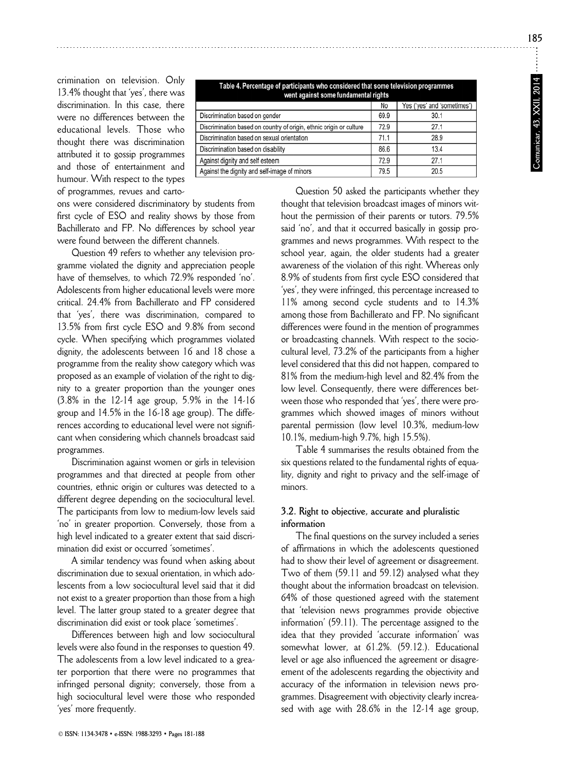crimination on television. Only 13.4% thought that 'yes', there was discrimination. In this case, there were no differences between the educational levels. Those who thought there was discrimination attributed it to gossip programmes and those of entertainment and humour. With respect to the types of programmes, revues and cartoons were considered discriminatory by students from first cycle of ESO and reality shows by those from Bachillerato and FP. No differences by school year were found between the different channels.

**Table 4. Percentage of participants who considered that some television programmes went against some fundamental rights**

| | No | Yes ('yes' and 'sometimes') |
|---|---|---|
| Discrimination based on gender | 69.9 | 30.1 |
| Discrimination based on country of origin, ethnic origin or culture | 72.9 | 27.1 |
| Discrimination based on sexual orientation | 71.1 | 28.9 |
| Discrimination based on disability | 86.6 | 13.4 |
| Against dignity and self esteem | 72.9 | 27.1 |
| Against the dignity and self-image of minors | 79.5 | 20.5 |

Question 49 refers to whether any television programme violated the dignity and appreciation people have of themselves, to which 72.9% responded 'no'. Adolescents from higher educational levels were more critical. 24.4% from Bachillerato and FP considered that 'yes', there was discrimination, compared to 13.5% from first cycle ESO and 9.8% from second cycle. When specifying which programmes violated dignity, the adolescents between 16 and 18 chose a programme from the reality show category which was proposed as an example of violation of the right to dignity to a greater proportion than the younger ones (3.8% in the 12-14 age group, 5.9% in the 14-16 group and 14.5% in the 16-18 age group). The differences according to educational level were not significant when considering which channels broadcast said programmes.

Discrimination against women or girls in television programmes and that directed at people from other countries, ethnic origin or cultures was detected to a different degree depending on the sociocultural level. The participants from low to medium-low levels said 'no' in greater proportion. Conversely, those from a high level indicated to a greater extent that said discrimination did exist or occurred 'sometimes'.

A similar tendency was found when asking about discrimination due to sexual orientation, in which adolescents from a low sociocultural level said that it did not exist to a greater proportion than those from a high level. The latter group stated to a greater degree that discrimination did exist or took place 'sometimes'.

Differences between high and low sociocultural levels were also found in the responses to question 49. The adolescents from a low level indicated to a greater porportion that there were no programmes that infringed personal dignity; conversely, those from a high sociocultural level were those who responded 'yes' more frequently.

Question 50 asked the participants whether they thought that television broadcast images of minors without the permission of their parents or tutors. 79.5% said 'no', and that it occurred basically in gossip programmes and news programmes. With respect to the school year, again, the older students had a greater awareness of the violation of this right. Whereas only 8.9% of students from first cycle ESO considered that 'yes', they were infringed, this percentage increased to 11% among second cycle students and to 14.3% among those from Bachillerato and FP. No significant differences were found in the mention of programmes or broadcasting channels. With respect to the sociocultural level, 73.2% of the participants from a higher level considered that this did not happen, compared to 81% from the medium-high level and 82.4% from the low level. Consequently, there were differences between those who responded that 'yes', there were programmes which showed images of minors without parental permission (low level 10.3%, medium-low 10.1%, medium-high 9.7%, high 15.5%).

Table 4 summarises the results obtained from the six questions related to the fundamental rights of equality, dignity and right to privacy and the self-image of minors.

### 3.2. Right to objective, accurate and pluralistic information

The final questions on the survey included a series of affirmations in which the adolescents questioned had to show their level of agreement or disagreement. Two of them (59.11 and 59.12) analysed what they thought about the information broadcast on television. 64% of those questioned agreed with the statement that 'television news programmes provide objective information' (59.11). The percentage assigned to the idea that they provided 'accurate information' was somewhat lower, at 61.2%. (59.12.). Educational level or age also influenced the agreement or disagreement of the adolescents regarding the objectivity and accuracy of the information in television news programmes. Disagreement with objectivity clearly increased with age with 28.6% in the 12-14 age group,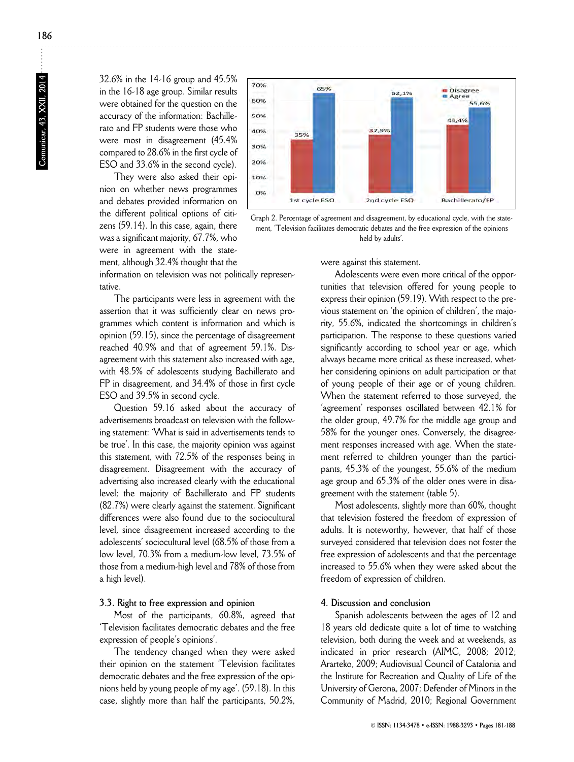32.6% in the 14-16 group and 45.5% in the 16-18 age group. Similar results were obtained for the question on the accuracy of the information: Bachillerato and FP students were those who were most in disagreement (45.4% compared to 28.6% in the first cycle of ESO and 33.6% in the second cycle).

They were also asked their opinion on whether news programmes and debates provided information on the different political options of citizens (59.14). In this case, again, there was a significant majority, 67.7%, who were in agreement with the statement, although 32.4% thought that the information on television was not politically representative.

70%
60%
50%
40%
30%
20%
10%
0%
Disagree
Agree
35%
65%
37,9%
62,1%
44,4%
55.6%
1st cycle ESO
2nd cycle ESO
Bachillerato/FP

Graph 2. Percentage of agreement and disagreement, by educational cycle, with the statement, 'Television facilitates democratic debates and the free expression of the opinions held by adults'.

The participants were less in agreement with the assertion that it was sufficiently clear on news programmes which content is information and which is opinion (59.15), since the percentage of disagreement reached 40.9% and that of agreement 59.1%. Disagreement with this statement also increased with age, with 48.5% of adolescents studying Bachillerato and FP in disagreement, and 34.4% of those in first cycle ESO and 39.5% in second cycle.

Question 59.16 asked about the accuracy of advertisements broadcast on television with the following statement: 'What is said in advertisements tends to be true'. In this case, the majority opinion was against this statement, with 72.5% of the responses being in disagreement. Disagreement with the accuracy of advertising also increased clearly with the educational level; the majority of Bachillerato and FP students (82.7%) were clearly against the statement. Significant differences were also found due to the sociocultural level, since disagreement increased according to the adolescents' sociocultural level (68.5% of those from a low level, 70.3% from a medium-low level, 73.5% of those from a medium-high level and 78% of those from a high level).

### 3.3. Right to free expression and opinion

Most of the participants, 60.8%, agreed that 'Television facilitates democratic debates and the free expression of people's opinions'.

The tendency changed when they were asked their opinion on the statement 'Television facilitates democratic debates and the free expression of the opinions held by young people of my age'. (59.18). In this case, slightly more than half the participants, 50.2%, were against this statement.

Adolescents were even more critical of the opportunities that television offered for young people to express their opinion (59.19). With respect to the previous statement on 'the opinion of children', the majority, 55.6%, indicated the shortcomings in children's participation. The response to these questions varied significantly according to school year or age, which always became more critical as these increased, whether considering opinions on adult participation or that of young people of their age or of young children. When the statement referred to those surveyed, the 'agreement' responses oscillated between 42.1% for the older group, 49.7% for the middle age group and 58% for the younger ones. Conversely, the disagreement responses increased with age. When the statement referred to children younger than the participants, 45.3% of the youngest, 55.6% of the medium age group and 65.3% of the older ones were in disagreement with the statement (table 5).

Most adolescents, slightly more than 60%, thought that television fostered the freedom of expression of adults. It is noteworthy, however, that half of those surveyed considered that television does not foster the free expression of adolescents and that the percentage increased to 55.6% when they were asked about the freedom of expression of children.

## 4. Discussion and conclusion

Spanish adolescents between the ages of 12 and 18 years old dedicate quite a lot of time to watching television, both during the week and at weekends, as indicated in prior research (AIMC, 2008; 2012; Ararteko, 2009; Audiovisual Council of Catalonia and the Institute for Recreation and Quality of Life of the University of Gerona, 2007; Defender of Minors in the Community of Madrid, 2010; Regional Government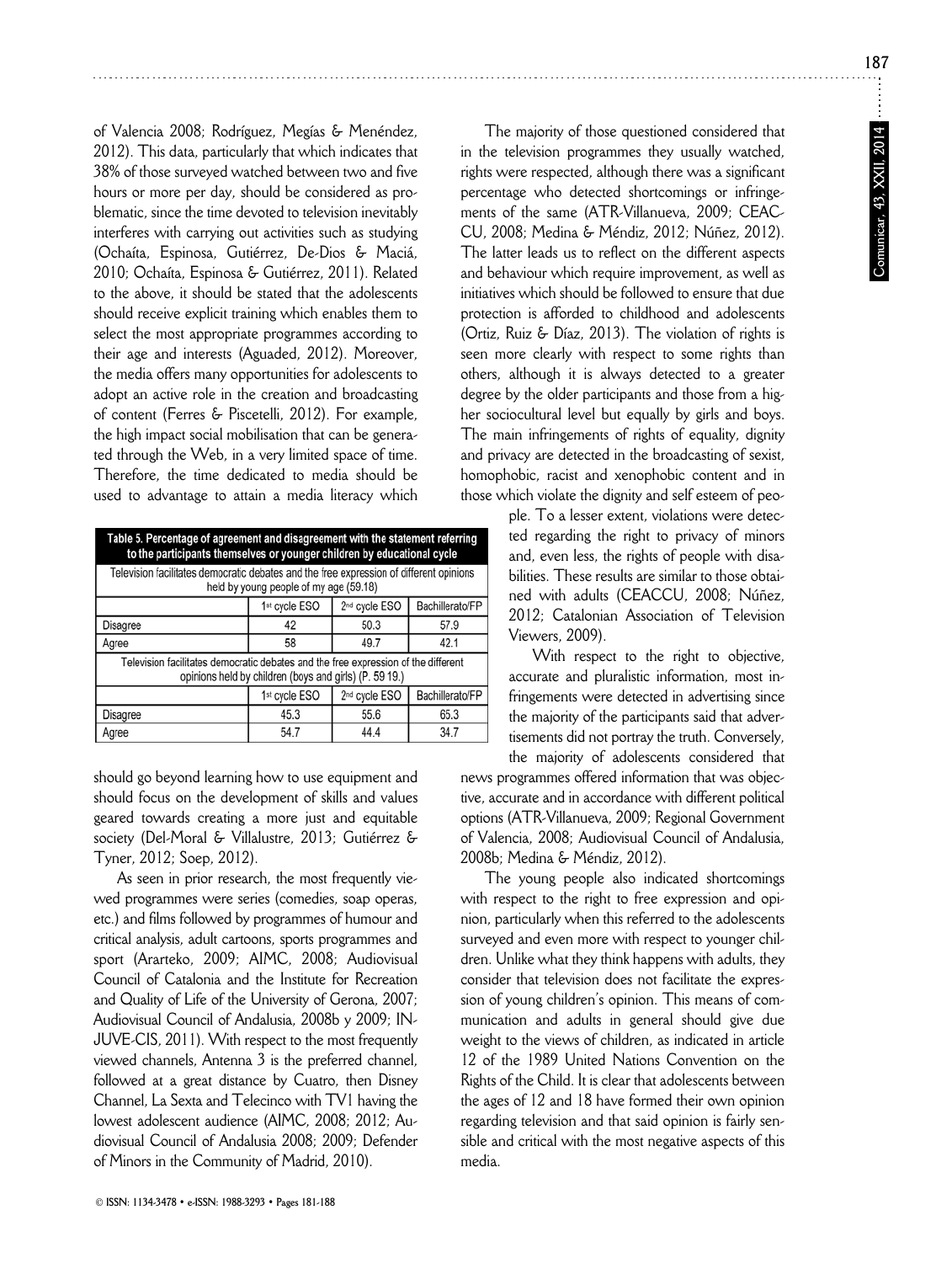of Valencia 2008; Rodríguez, Megías & Menéndez, 2012). This data, particularly that which indicates that 38% of those surveyed watched between two and five hours or more per day, should be considered as problematic, since the time devoted to television inevitably interferes with carrying out activities such as studying (Ochaíta, Espinosa, Gutiérrez, De-Dios & Maciá, 2010; Ochaíta, Espinosa & Gutiérrez, 2011). Related to the above, it should be stated that the adolescents should receive explicit training which enables them to select the most appropriate programmes according to their age and interests (Aguaded, 2012). Moreover, the media offers many opportunities for adolescents to adopt an active role in the creation and broadcasting of content (Ferres & Piscetelli, 2012). For example, the high impact social mobilisation that can be generated through the Web, in a very limited space of time. Therefore, the time dedicated to media should be used to advantage to attain a media literacy which should go beyond learning how to use equipment and should focus on the development of skills and values geared towards creating a more just and equitable society (Del-Moral & Villalustre, 2013; Gutiérrez & Tyner, 2012; Soep, 2012).

**Table 5. Percentage of agreement and disagreement with the statement referring to the participants themselves or younger children by educational cycle**

| Television facilitates democratic debates and the free expression of different opinions held by young people of my age (59.18) | | | |
|---|---|---|---|
| | 1st cycle ESO | 2nd cycle ESO | Bachillerato/FP |
| Disagree | 42 | 50.3 | 57.9 |
| Agree | 58 | 49.7 | 42.1 |
| **Television facilitates democratic debates and the free expression of the different opinions held by children (boys and girls) (P. 59 19.)** | | | |
| | 1st cycle ESO | 2nd cycle ESO | Bachillerato/FP |
| Disagree | 45.3 | 55.6 | 65.3 |
| Agree | 54.7 | 44.4 | 34.7 |

As seen in prior research, the most frequently viewed programmes were series (comedies, soap operas, etc.) and films followed by programmes of humour and critical analysis, adult cartoons, sports programmes and sport (Ararteko, 2009; AIMC, 2008; Audiovisual Council of Catalonia and the Institute for Recreation and Quality of Life of the University of Gerona, 2007; Audiovisual Council of Andalusia, 2008b y 2009; INJUVE-CIS, 2011). With respect to the most frequently viewed channels, Antenna 3 is the preferred channel, followed at a great distance by Cuatro, then Disney Channel, La Sexta and Telecinco with TV1 having the lowest adolescent audience (AIMC, 2008; 2012; Audiovisual Council of Andalusia 2008; 2009; Defender of Minors in the Community of Madrid, 2010).

The majority of those questioned considered that in the television programmes they usually watched, rights were respected, although there was a significant percentage who detected shortcomings or infringements of the same (ATR-Villanueva, 2009; CEACCU, 2008; Medina & Méndiz, 2012; Núñez, 2012). The latter leads us to reflect on the different aspects and behaviour which require improvement, as well as initiatives which should be followed to ensure that due protection is afforded to childhood and adolescents (Ortiz, Ruiz & Díaz, 2013). The violation of rights is seen more clearly with respect to some rights than others, although it is always detected to a greater degree by the older participants and those from a higher sociocultural level but equally by girls and boys. The main infringements of rights of equality, dignity and privacy are detected in the broadcasting of sexist, homophobic, racist and xenophobic content and in those which violate the dignity and self esteem of people. To a lesser extent, violations were detected regarding the right to privacy of minors and, even less, the rights of people with disabilities. These results are similar to those obtained with adults (CEACCU, 2008; Núñez, 2012; Catalonian Association of Television Viewers, 2009).

With respect to the right to objective, accurate and pluralistic information, most infringements were detected in advertising since the majority of the participants said that advertisements did not portray the truth. Conversely, the majority of adolescents considered that news programmes offered information that was objective, accurate and in accordance with different political options (ATR-Villanueva, 2009; Regional Government of Valencia, 2008; Audiovisual Council of Andalusia, 2008b; Medina & Méndiz, 2012).

The young people also indicated shortcomings with respect to the right to free expression and opinion, particularly when this referred to the adolescents surveyed and even more with respect to younger children. Unlike what they think happens with adults, they consider that television does not facilitate the expression of young children's opinion. This means of communication and adults in general should give due weight to the views of children, as indicated in article 12 of the 1989 United Nations Convention on the Rights of the Child. It is clear that adolescents between the ages of 12 and 18 have formed their own opinion regarding television and that said opinion is fairly sensible and critical with the most negative aspects of this media.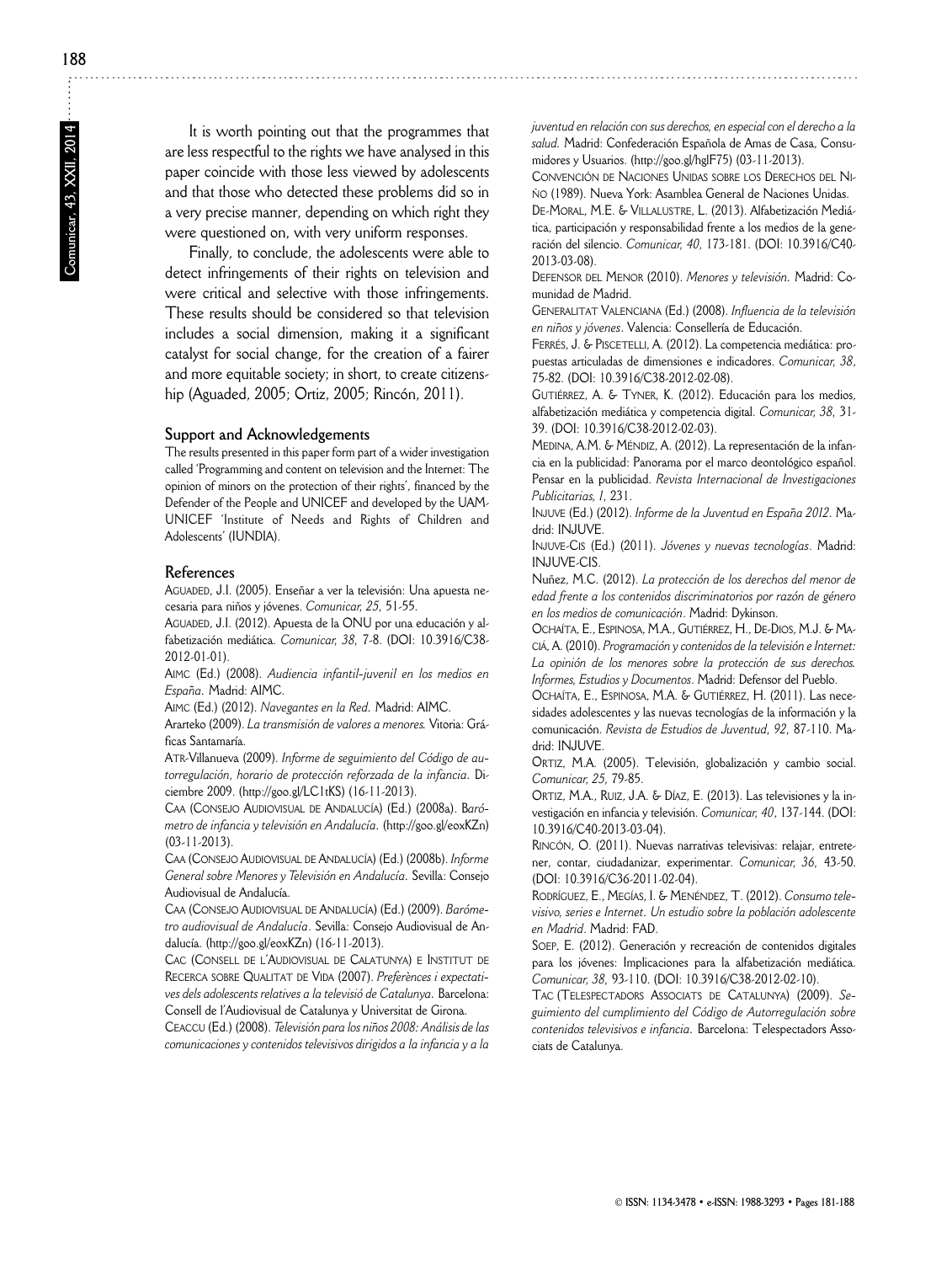It is worth pointing out that the programmes that are less respectful to the rights we have analysed in this paper coincide with those less viewed by adolescents and that those who detected these problems did so in a very precise manner, depending on which right they were questioned on, with very uniform responses.

Finally, to conclude, the adolescents were able to detect infringements of their rights on television and were critical and selective with those infringements. These results should be considered so that television includes a social dimension, making it a significant catalyst for social change, for the creation of a fairer and more equitable society; in short, to create citizenship (Aguaded, 2005; Ortiz, 2005; Rincón, 2011).

## Support and Acknowledgements

The results presented in this paper form part of a wider investigation called 'Programming and content on television and the Internet: The opinion of minors on the protection of their rights', financed by the Defender of the People and UNICEF and developed by the UAM-UNICEF 'Institute of Needs and Rights of Children and Adolescents' (IUNDIA).

## References

AGUADED, J.I. (2005). Enseñar a ver la televisión: Una apuesta necesaria para niños y jóvenes. *Comunicar, 25*, 51-55.

AGUADED, J.I. (2012). Apuesta de la ONU por una educación y alfabetización mediática. *Comunicar, 38*, 7-8. (DOI: 10.3916/C38-2012-01-01).

AIMC (Ed.) (2008). *Audiencia infantil-juvenil en los medios en España*. Madrid: AIMC.

AIMC (Ed.) (2012). *Navegantes en la Red*. Madrid: AIMC.

Ararteko (2009). *La transmisión de valores a menores.* Vitoria: Gráficas Santamaría.

ATR-Villanueva (2009). *Informe de seguimiento del Código de autorregulación, horario de protección reforzada de la infancia*. Diciembre 2009. (http://goo.gl/LC1tKS) (16-11-2013).

CAA (CONSEJO AUDIOVISUAL DE ANDALUCÍA) (Ed.) (2008a). B*arómetro de infancia y televisión en Andalucía*. (http://goo.gl/eoxKZn) (03-11-2013).

CAA (CONSEJO AUDIOVISUAL DE ANDALUCÍA) (Ed.) (2008b). *Informe General sobre Menores y Televisión en Andalucía*. Sevilla: Consejo Audiovisual de Andalucía.

CAA (CONSEJO AUDIOVISUAL DE ANDALUCÍA) (Ed.) (2009). *Barómetro audiovisual de Andalucía*. Sevilla: Consejo Audiovisual de Andalucía. (http://goo.gl/eoxKZn) (16-11-2013).

CAC (CONSELL DE L'AUDIOVISUAL DE CALATUNYA) E INSTITUT DE RECERCA SOBRE QUALITAT DE VIDA (2007). *Preferènces i expectatives dels adolescents relatives a la televisió de Catalunya*. Barcelona: Consell de l'Audiovisual de Catalunya y Universitat de Girona.

CEACCU (Ed.) (2008). *Televisión para los niños 2008: Análisis de las comunicaciones y contenidos televisivos dirigidos a la infancia y a la juventud en relación con sus derechos, en especial con el derecho a la salud.* Madrid: Confederación Española de Amas de Casa, Consumidores y Usuarios. (http://goo.gl/hglF75) (03-11-2013).

CONVENCIÓN DE NACIONES UNIDAS SOBRE LOS DERECHOS DEL NIÑO (1989). Nueva York: Asamblea General de Naciones Unidas.

DE-MORAL, M.E. & VILLALUSTRE, L. (2013). Alfabetización Mediática, participación y responsabilidad frente a los medios de la generación del silencio. *Comunicar, 40*, 173-181. (DOI: 10.3916/C40-2013-03-08).

DEFENSOR DEL MENOR (2010). *Menores y televisión*. Madrid: Comunidad de Madrid.

GENERALITAT VALENCIANA (Ed.) (2008). *Influencia de la televisión en niños y jóvenes*. Valencia: Consellería de Educación.

FERRÉS, J. & PISCETELLI, A. (2012). La competencia mediática: propuestas articuladas de dimensiones e indicadores. *Comunicar, 38*, 75-82. (DOI: 10.3916/C38-2012-02-08).

GUTIÉRREZ, A. & TYNER, K. (2012). Educación para los medios, alfabetización mediática y competencia digital. *Comunicar, 38*, 31-39. (DOI: 10.3916/C38-2012-02-03).

MEDINA, A.M. & MÉNDIZ, A. (2012). La representación de la infancia en la publicidad: Panorama por el marco deontológico español. Pensar en la publicidad. *Revista Internacional de Investigaciones Publicitarias, I*, 231.

INJUVE (Ed.) (2012). *Informe de la Juventud en España 2012*. Madrid: INJUVE.

INJUVE-CIS (Ed.) (2011). *Jóvenes y nuevas tecnologías*. Madrid: INJUVE-CIS.

Nuñez, M.C. (2012). *La protección de los derechos del menor de edad frente a los contenidos discriminatorios por razón de género en los medios de comunicación*. Madrid: Dykinson.

OCHAÍTA, E., ESPINOSA, M.A., GUTIÉRREZ, H., DE-DIOS, M.J. & MACIÁ, A. (2010). *Programación y contenidos de la televisión e Internet: La opinión de los menores sobre la protección de sus derechos. Informes, Estudios y Documentos*. Madrid: Defensor del Pueblo.

OCHAÍTA, E., ESPINOSA, M.A. & GUTIÉRREZ, H. (2011). Las necesidades adolescentes y las nuevas tecnologías de la información y la comunicación. *Revista de Estudios de Juventud, 92*, 87-110. Madrid: INJUVE.

ORTIZ, M.A. (2005). Televisión, globalización y cambio social. *Comunicar, 25*, 79-85.

ORTIZ, M.A., RUIZ, J.A. & DÍAZ, E. (2013). Las televisiones y la investigación en infancia y televisión. *Comunicar, 40*, 137-144. (DOI: 10.3916/C40-2013-03-04).

RINCÓN, O. (2011). Nuevas narrativas televisivas: relajar, entretener, contar, ciudadanizar, experimentar. *Comunicar, 36*, 43-50. (DOI: 10.3916/C36-2011-02-04).

RODRÍGUEZ, E., MEGÍAS, I. & MENÉNDEZ, T. (2012). *Consumo televisivo, series e Internet. Un estudio sobre la población adolescente en Madrid*. Madrid: FAD.

SOEP, E. (2012). Generación y recreación de contenidos digitales para los jóvenes: Implicaciones para la alfabetización mediática. *Comunicar, 38*, 93-110. (DOI: 10.3916/C38-2012-02-10).

TAC (TELESPECTADORS ASSOCIATS DE CATALUNYA) (2009). *Seguimiento del cumplimiento del Código de Autorregulación sobre contenidos televisivos e infancia*. Barcelona: Telespectadors Associats de Catalunya.